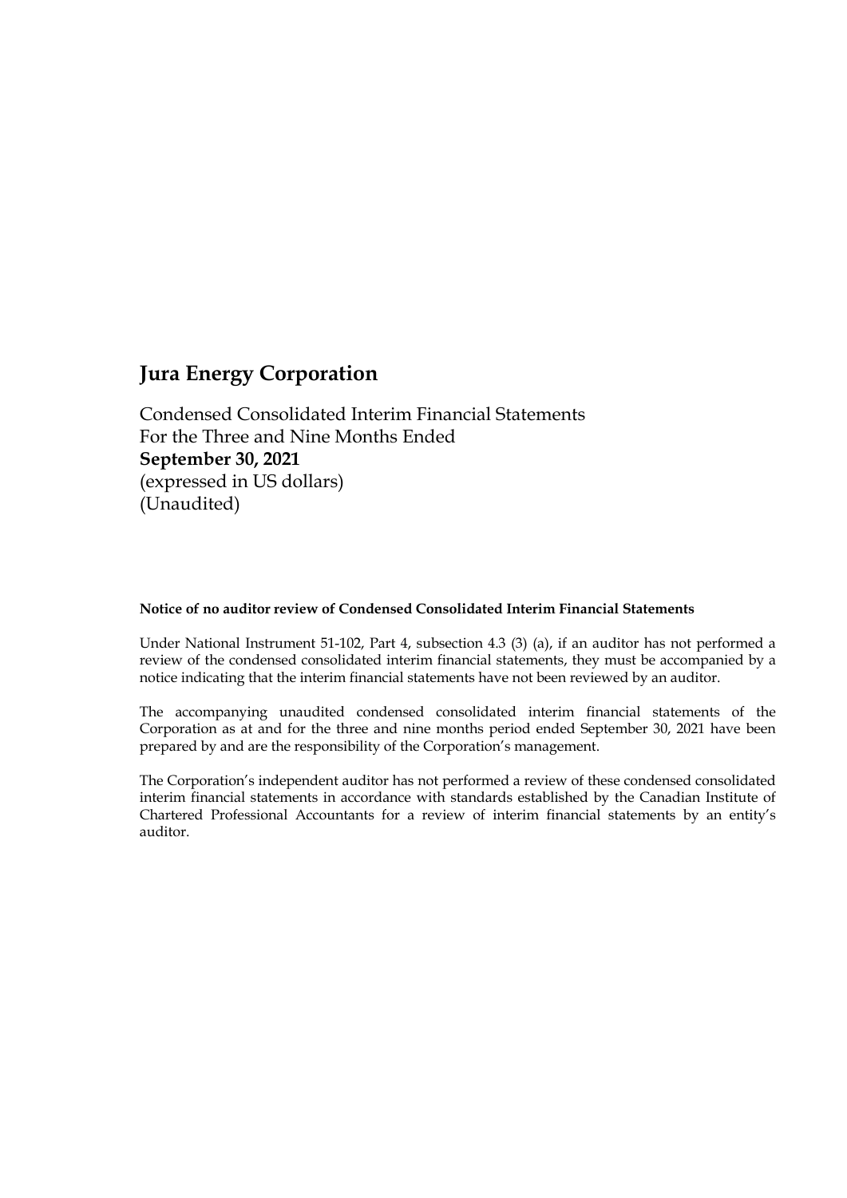# Jura Energy Corporation

Condensed Consolidated Interim Financial Statements
For the Three and Nine Months Ended
**September 30, 2021**
(expressed in US dollars)
(Unaudited)

**Notice of no auditor review of Condensed Consolidated Interim Financial Statements**

Under National Instrument 51-102, Part 4, subsection 4.3 (3) (a), if an auditor has not performed a review of the condensed consolidated interim financial statements, they must be accompanied by a notice indicating that the interim financial statements have not been reviewed by an auditor.

The accompanying unaudited condensed consolidated interim financial statements of the Corporation as at and for the three and nine months period ended September 30, 2021 have been prepared by and are the responsibility of the Corporation's management.

The Corporation's independent auditor has not performed a review of these condensed consolidated interim financial statements in accordance with standards established by the Canadian Institute of Chartered Professional Accountants for a review of interim financial statements by an entity's auditor.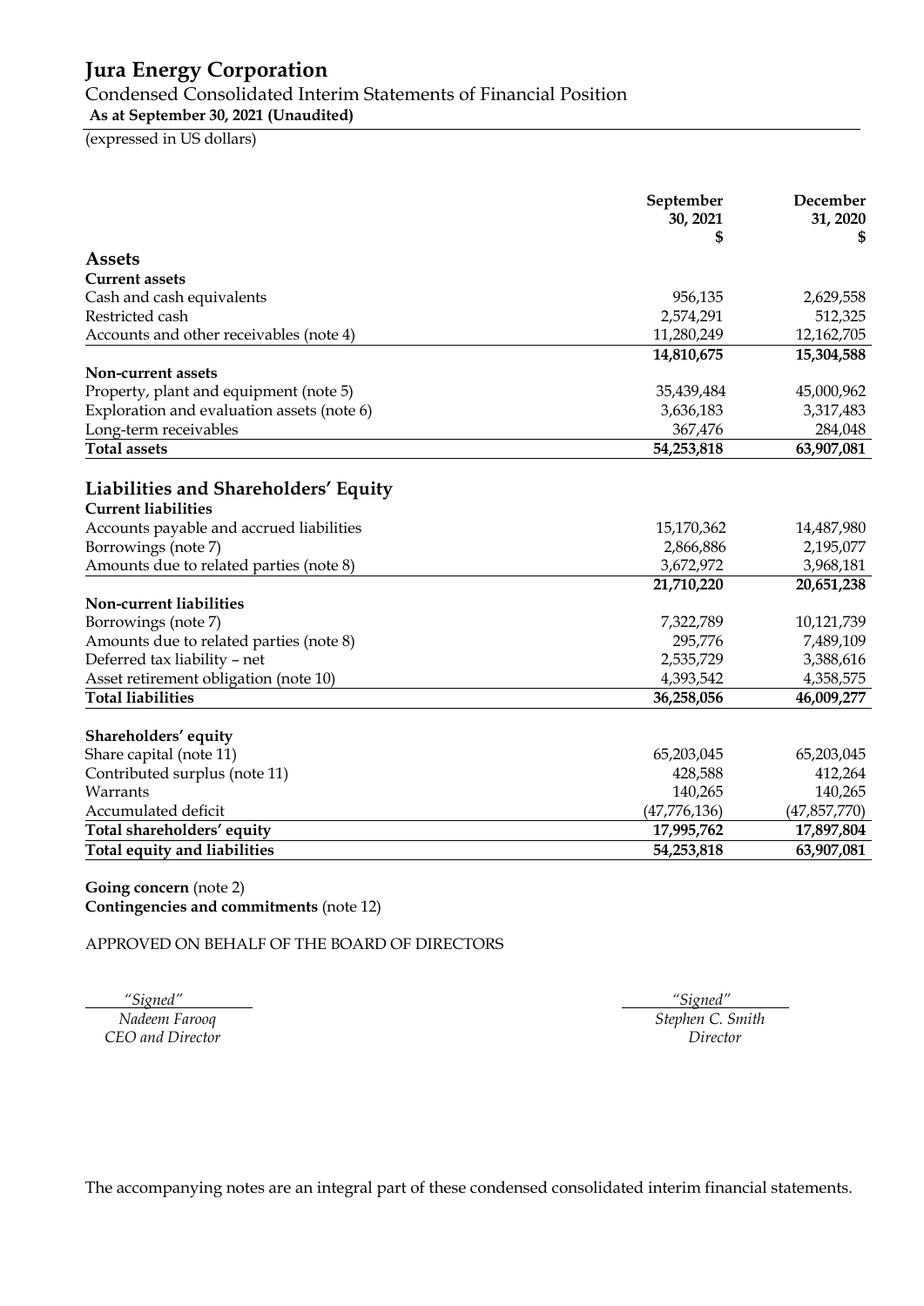# Jura Energy Corporation

Condensed Consolidated Interim Statements of Financial Position

**As at September 30, 2021 (Unaudited)**

(expressed in US dollars)

| | September 30, 2021 $ | December 31, 2020 $ |
|---|---|---|
| **Assets** | | |
| **Current assets** | | |
| Cash and cash equivalents | 956,135 | 2,629,558 |
| Restricted cash | 2,574,291 | 512,325 |
| Accounts and other receivables (note 4) | 11,280,249 | 12,162,705 |
| | **14,810,675** | **15,304,588** |
| **Non-current assets** | | |
| Property, plant and equipment (note 5) | 35,439,484 | 45,000,962 |
| Exploration and evaluation assets (note 6) | 3,636,183 | 3,317,483 |
| Long-term receivables | 367,476 | 284,048 |
| **Total assets** | **54,253,818** | **63,907,081** |
| **Liabilities and Shareholders' Equity** | | |
| **Current liabilities** | | |
| Accounts payable and accrued liabilities | 15,170,362 | 14,487,980 |
| Borrowings (note 7) | 2,866,886 | 2,195,077 |
| Amounts due to related parties (note 8) | 3,672,972 | 3,968,181 |
| | **21,710,220** | **20,651,238** |
| **Non-current liabilities** | | |
| Borrowings (note 7) | 7,322,789 | 10,121,739 |
| Amounts due to related parties (note 8) | 295,776 | 7,489,109 |
| Deferred tax liability – net | 2,535,729 | 3,388,616 |
| Asset retirement obligation (note 10) | 4,393,542 | 4,358,575 |
| **Total liabilities** | **36,258,056** | **46,009,277** |
| **Shareholders' equity** | | |
| Share capital (note 11) | 65,203,045 | 65,203,045 |
| Contributed surplus (note 11) | 428,588 | 412,264 |
| Warrants | 140,265 | 140,265 |
| Accumulated deficit | (47,776,136) | (47,857,770) |
| **Total shareholders' equity** | **17,995,762** | **17,897,804** |
| **Total equity and liabilities** | **54,253,818** | **63,907,081** |

**Going concern** (note 2)
**Contingencies and commitments** (note 12)

APPROVED ON BEHALF OF THE BOARD OF DIRECTORS

*"Signed"*
*Nadeem Farooq*
*CEO and Director*

*"Signed"*
*Stephen C. Smith*
*Director*

The accompanying notes are an integral part of these condensed consolidated interim financial statements.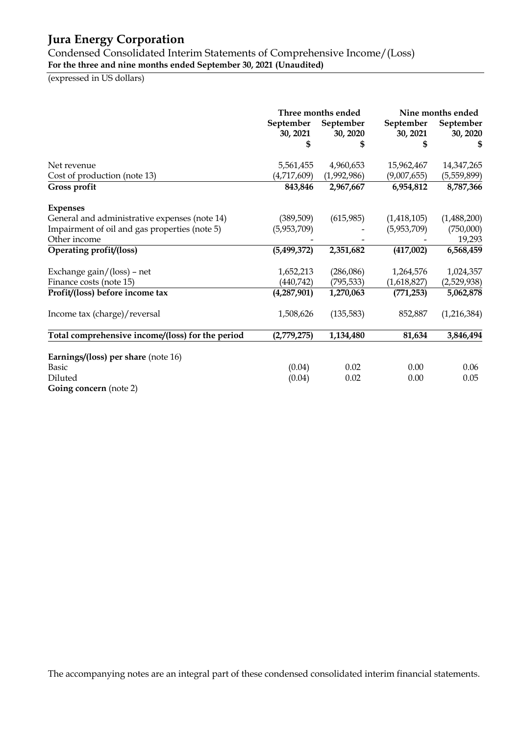# Jura Energy Corporation

Condensed Consolidated Interim Statements of Comprehensive Income/(Loss)
**For the three and nine months ended September 30, 2021 (Unaudited)**

(expressed in US dollars)

| | Three months ended | | Nine months ended | |
|---|---|---|---|---|
| | **September 30, 2021** | **September 30, 2020** | **September 30, 2021** | **September 30, 2020** |
| | **$** | **$** | **$** | **$** |
| Net revenue | 5,561,455 | 4,960,653 | 15,962,467 | 14,347,265 |
| Cost of production (note 13) | (4,717,609) | (1,992,986) | (9,007,655) | (5,559,899) |
| **Gross profit** | **843,846** | **2,967,667** | **6,954,812** | **8,787,366** |
| **Expenses** | | | | |
| General and administrative expenses (note 14) | (389,509) | (615,985) | (1,418,105) | (1,488,200) |
| Impairment of oil and gas properties (note 5) | (5,953,709) | - | (5,953,709) | (750,000) |
| Other income | - | - | - | 19,293 |
| **Operating profit/(loss)** | **(5,499,372)** | **2,351,682** | **(417,002)** | **6,568,459** |
| Exchange gain/(loss) – net | 1,652,213 | (286,086) | 1,264,576 | 1,024,357 |
| Finance costs (note 15) | (440,742) | (795,533) | (1,618,827) | (2,529,938) |
| **Profit/(loss) before income tax** | **(4,287,901)** | **1,270,063** | **(771,253)** | **5,062,878** |
| Income tax (charge)/reversal | 1,508,626 | (135,583) | 852,887 | (1,216,384) |
| **Total comprehensive income/(loss) for the period** | **(2,779,275)** | **1,134,480** | **81,634** | **3,846,494** |
| **Earnings/(loss) per share** (note 16) | | | | |
| Basic | (0.04) | 0.02 | 0.00 | 0.06 |
| Diluted | (0.04) | 0.02 | 0.00 | 0.05 |
| **Going concern** (note 2) | | | | |

The accompanying notes are an integral part of these condensed consolidated interim financial statements.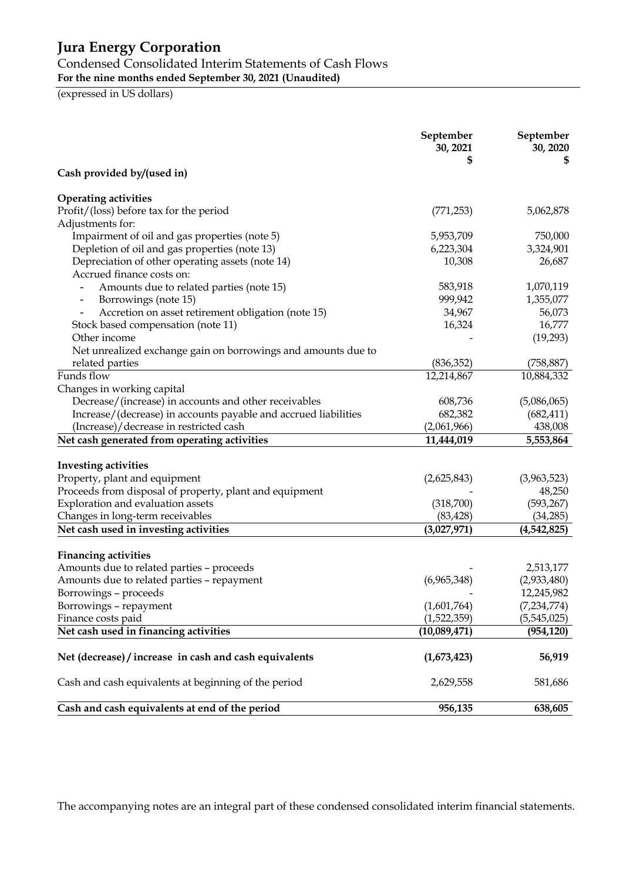# Jura Energy Corporation

Condensed Consolidated Interim Statements of Cash Flows

**For the nine months ended September 30, 2021 (Unaudited)**

(expressed in US dollars)

| | September 30, 2021 $ | September 30, 2020 $ |
|---|---|---|
| **Cash provided by/(used in)** | | |
| **Operating activities** | | |
| Profit/(loss) before tax for the period | (771,253) | 5,062,878 |
| Adjustments for: | | |
| Impairment of oil and gas properties (note 5) | 5,953,709 | 750,000 |
| Depletion of oil and gas properties (note 13) | 6,223,304 | 3,324,901 |
| Depreciation of other operating assets (note 14) | 10,308 | 26,687 |
| Accrued finance costs on: | | |
| - Amounts due to related parties (note 15) | 583,918 | 1,070,119 |
| - Borrowings (note 15) | 999,942 | 1,355,077 |
| - Accretion on asset retirement obligation (note 15) | 34,967 | 56,073 |
| Stock based compensation (note 11) | 16,324 | 16,777 |
| Other income | - | (19,293) |
| Net unrealized exchange gain on borrowings and amounts due to related parties | (836,352) | (758,887) |
| Funds flow | 12,214,867 | 10,884,332 |
| Changes in working capital | | |
| Decrease/(increase) in accounts and other receivables | 608,736 | (5,086,065) |
| Increase/(decrease) in accounts payable and accrued liabilities | 682,382 | (682,411) |
| (Increase)/decrease in restricted cash | (2,061,966) | 438,008 |
| **Net cash generated from operating activities** | **11,444,019** | **5,553,864** |
| **Investing activities** | | |
| Property, plant and equipment | (2,625,843) | (3,963,523) |
| Proceeds from disposal of property, plant and equipment | - | 48,250 |
| Exploration and evaluation assets | (318,700) | (593,267) |
| Changes in long-term receivables | (83,428) | (34,285) |
| **Net cash used in investing activities** | **(3,027,971)** | **(4,542,825)** |
| **Financing activities** | | |
| Amounts due to related parties – proceeds | - | 2,513,177 |
| Amounts due to related parties – repayment | (6,965,348) | (2,933,480) |
| Borrowings – proceeds | - | 12,245,982 |
| Borrowings – repayment | (1,601,764) | (7,234,774) |
| Finance costs paid | (1,522,359) | (5,545,025) |
| **Net cash used in financing activities** | **(10,089,471)** | **(954,120)** |
| **Net (decrease) / increase in cash and cash equivalents** | **(1,673,423)** | **56,919** |
| Cash and cash equivalents at beginning of the period | 2,629,558 | 581,686 |
| **Cash and cash equivalents at end of the period** | **956,135** | **638,605** |

The accompanying notes are an integral part of these condensed consolidated interim financial statements.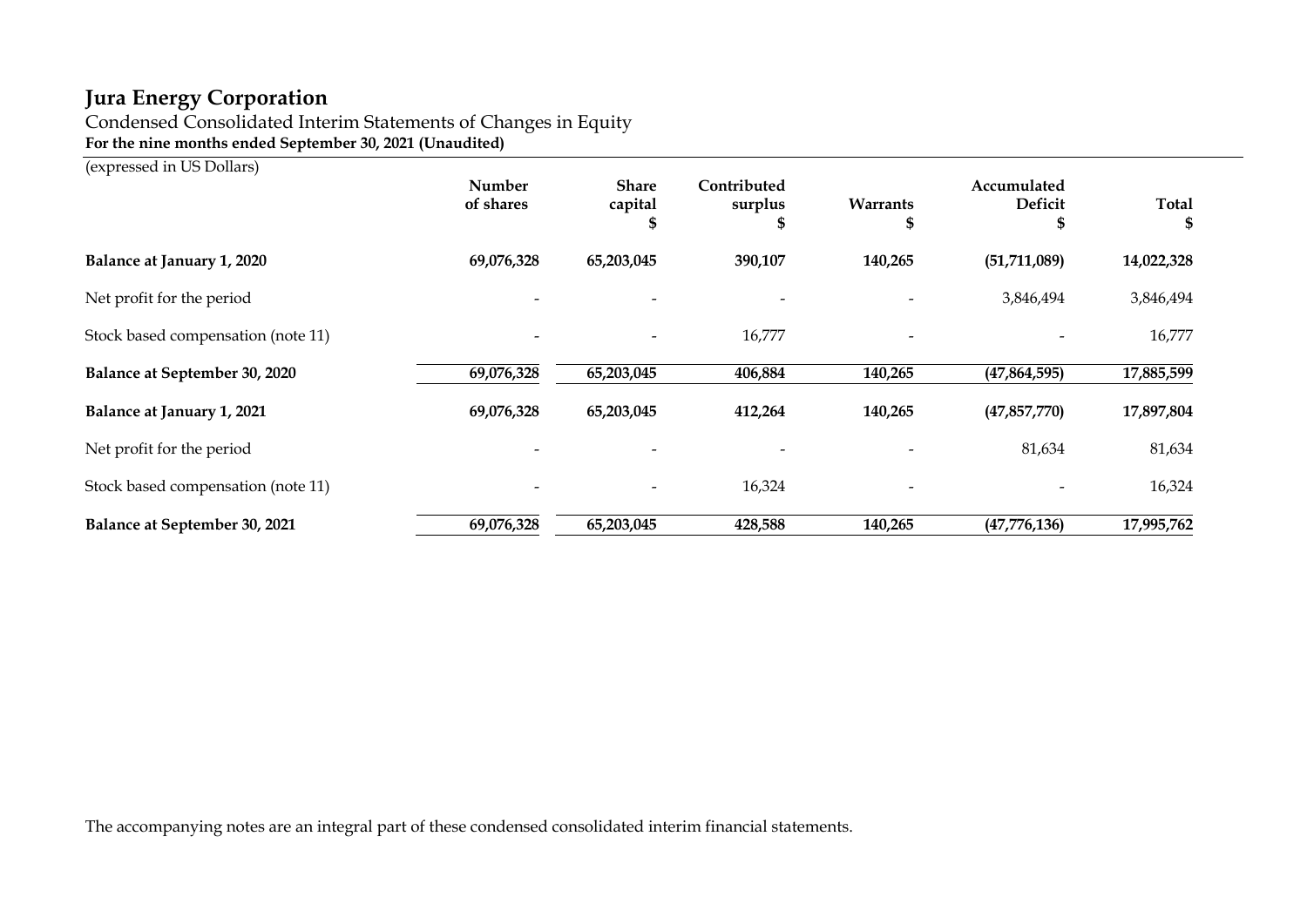# Jura Energy Corporation

Condensed Consolidated Interim Statements of Changes in Equity

**For the nine months ended September 30, 2021 (Unaudited)**

(expressed in US Dollars)

| | Number of shares | Share capital $ | Contributed surplus $ | Warrants $ | Accumulated Deficit $ | Total $ |
|---|---|---|---|---|---|---|
| **Balance at January 1, 2020** | **69,076,328** | **65,203,045** | **390,107** | **140,265** | **(51,711,089)** | **14,022,328** |
| Net profit for the period | - | - | - | - | 3,846,494 | 3,846,494 |
| Stock based compensation (note 11) | - | - | 16,777 | - | - | 16,777 |
| **Balance at September 30, 2020** | **69,076,328** | **65,203,045** | **406,884** | **140,265** | **(47,864,595)** | **17,885,599** |
| **Balance at January 1, 2021** | **69,076,328** | **65,203,045** | **412,264** | **140,265** | **(47,857,770)** | **17,897,804** |
| Net profit for the period | - | - | - | - | 81,634 | 81,634 |
| Stock based compensation (note 11) | - | - | 16,324 | - | - | 16,324 |
| **Balance at September 30, 2021** | **69,076,328** | **65,203,045** | **428,588** | **140,265** | **(47,776,136)** | **17,995,762** |

The accompanying notes are an integral part of these condensed consolidated interim financial statements.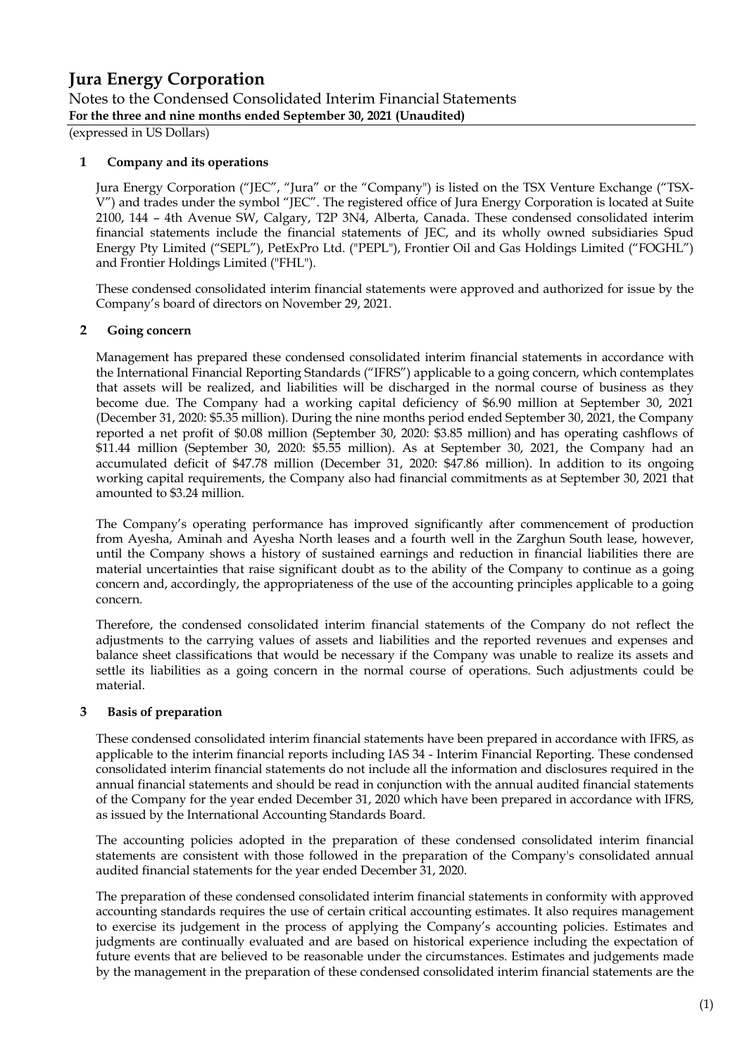# Jura Energy Corporation

Notes to the Condensed Consolidated Interim Financial Statements

**For the three and nine months ended September 30, 2021 (Unaudited)**

(expressed in US Dollars)

## 1 Company and its operations

Jura Energy Corporation ("JEC", "Jura" or the "Company") is listed on the TSX Venture Exchange ("TSX-V") and trades under the symbol "JEC". The registered office of Jura Energy Corporation is located at Suite 2100, 144 – 4th Avenue SW, Calgary, T2P 3N4, Alberta, Canada. These condensed consolidated interim financial statements include the financial statements of JEC, and its wholly owned subsidiaries Spud Energy Pty Limited ("SEPL"), PetExPro Ltd. ("PEPL"), Frontier Oil and Gas Holdings Limited ("FOGHL") and Frontier Holdings Limited ("FHL").

These condensed consolidated interim financial statements were approved and authorized for issue by the Company's board of directors on November 29, 2021.

## 2 Going concern

Management has prepared these condensed consolidated interim financial statements in accordance with the International Financial Reporting Standards ("IFRS") applicable to a going concern, which contemplates that assets will be realized, and liabilities will be discharged in the normal course of business as they become due. The Company had a working capital deficiency of $6.90 million at September 30, 2021 (December 31, 2020: $5.35 million). During the nine months period ended September 30, 2021, the Company reported a net profit of $0.08 million (September 30, 2020: $3.85 million) and has operating cashflows of $11.44 million (September 30, 2020: $5.55 million). As at September 30, 2021, the Company had an accumulated deficit of $47.78 million (December 31, 2020: $47.86 million). In addition to its ongoing working capital requirements, the Company also had financial commitments as at September 30, 2021 that amounted to $3.24 million.

The Company's operating performance has improved significantly after commencement of production from Ayesha, Aminah and Ayesha North leases and a fourth well in the Zarghun South lease, however, until the Company shows a history of sustained earnings and reduction in financial liabilities there are material uncertainties that raise significant doubt as to the ability of the Company to continue as a going concern and, accordingly, the appropriateness of the use of the accounting principles applicable to a going concern.

Therefore, the condensed consolidated interim financial statements of the Company do not reflect the adjustments to the carrying values of assets and liabilities and the reported revenues and expenses and balance sheet classifications that would be necessary if the Company was unable to realize its assets and settle its liabilities as a going concern in the normal course of operations. Such adjustments could be material.

## 3 Basis of preparation

These condensed consolidated interim financial statements have been prepared in accordance with IFRS, as applicable to the interim financial reports including IAS 34 - Interim Financial Reporting. These condensed consolidated interim financial statements do not include all the information and disclosures required in the annual financial statements and should be read in conjunction with the annual audited financial statements of the Company for the year ended December 31, 2020 which have been prepared in accordance with IFRS, as issued by the International Accounting Standards Board.

The accounting policies adopted in the preparation of these condensed consolidated interim financial statements are consistent with those followed in the preparation of the Company's consolidated annual audited financial statements for the year ended December 31, 2020.

The preparation of these condensed consolidated interim financial statements in conformity with approved accounting standards requires the use of certain critical accounting estimates. It also requires management to exercise its judgement in the process of applying the Company's accounting policies. Estimates and judgments are continually evaluated and are based on historical experience including the expectation of future events that are believed to be reasonable under the circumstances. Estimates and judgements made by the management in the preparation of these condensed consolidated interim financial statements are the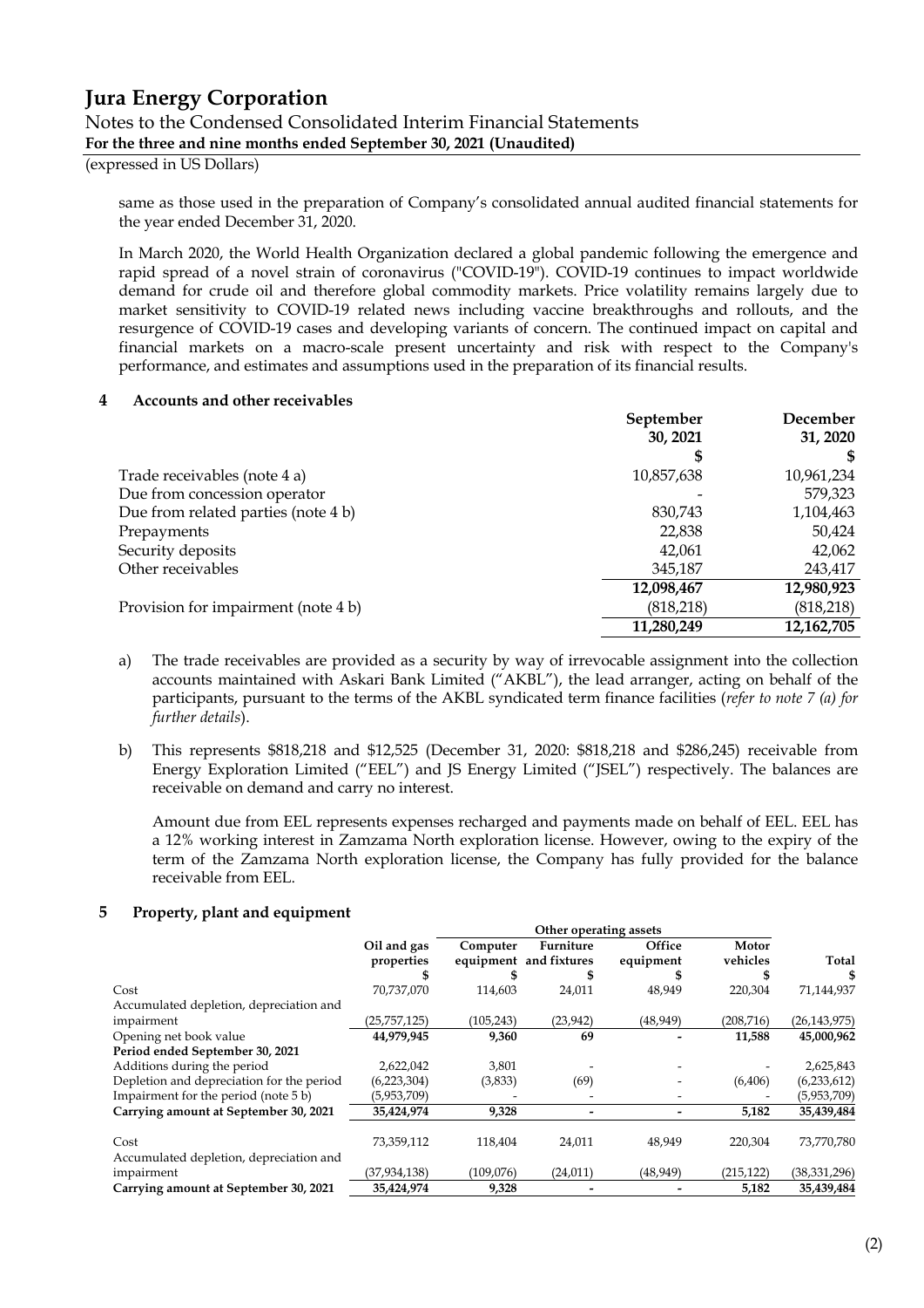same as those used in the preparation of Company's consolidated annual audited financial statements for the year ended December 31, 2020.

In March 2020, the World Health Organization declared a global pandemic following the emergence and rapid spread of a novel strain of coronavirus ("COVID-19"). COVID-19 continues to impact worldwide demand for crude oil and therefore global commodity markets. Price volatility remains largely due to market sensitivity to COVID-19 related news including vaccine breakthroughs and rollouts, and the resurgence of COVID-19 cases and developing variants of concern. The continued impact on capital and financial markets on a macro-scale present uncertainty and risk with respect to the Company's performance, and estimates and assumptions used in the preparation of its financial results.

## 4 Accounts and other receivables

| | September 30, 2021 | December 31, 2020 |
|---|---|---|
| | $ | $ |
| Trade receivables (note 4 a) | 10,857,638 | 10,961,234 |
| Due from concession operator | - | 579,323 |
| Due from related parties (note 4 b) | 830,743 | 1,104,463 |
| Prepayments | 22,838 | 50,424 |
| Security deposits | 42,061 | 42,062 |
| Other receivables | 345,187 | 243,417 |
| | **12,098,467** | **12,980,923** |
| Provision for impairment (note 4 b) | (818,218) | (818,218) |
| | **11,280,249** | **12,162,705** |

a) The trade receivables are provided as a security by way of irrevocable assignment into the collection accounts maintained with Askari Bank Limited ("AKBL"), the lead arranger, acting on behalf of the participants, pursuant to the terms of the AKBL syndicated term finance facilities (*refer to note 7 (a) for further details*).

b) This represents $818,218 and $12,525 (December 31, 2020: $818,218 and $286,245) receivable from Energy Exploration Limited ("EEL") and JS Energy Limited ("JSEL") respectively. The balances are receivable on demand and carry no interest.

Amount due from EEL represents expenses recharged and payments made on behalf of EEL. EEL has a 12% working interest in Zamzama North exploration license. However, owing to the expiry of the term of the Zamzama North exploration license, the Company has fully provided for the balance receivable from EEL.

## 5 Property, plant and equipment

| | | Other operating assets | | | | |
|---|---|---|---|---|---|---|
| | Oil and gas properties | Computer equipment | Furniture and fixtures | Office equipment | Motor vehicles | Total |
| | $ | $ | $ | $ | $ | $ |
| Cost | 70,737,070 | 114,603 | 24,011 | 48,949 | 220,304 | 71,144,937 |
| Accumulated depletion, depreciation and impairment | (25,757,125) | (105,243) | (23,942) | (48,949) | (208,716) | (26,143,975) |
| **Opening net book value** | **44,979,945** | **9,360** | **69** | **-** | **11,588** | **45,000,962** |
| **Period ended September 30, 2021** | | | | | | |
| Additions during the period | 2,622,042 | 3,801 | - | - | - | 2,625,843 |
| Depletion and depreciation for the period | (6,223,304) | (3,833) | (69) | - | (6,406) | (6,233,612) |
| Impairment for the period (note 5 b) | (5,953,709) | - | - | - | - | (5,953,709) |
| **Carrying amount at September 30, 2021** | **35,424,974** | **9,328** | **-** | **-** | **5,182** | **35,439,484** |
| | | | | | | |
| Cost | 73,359,112 | 118,404 | 24,011 | 48,949 | 220,304 | 73,770,780 |
| Accumulated depletion, depreciation and impairment | (37,934,138) | (109,076) | (24,011) | (48,949) | (215,122) | (38,331,296) |
| **Carrying amount at September 30, 2021** | **35,424,974** | **9,328** | **-** | **-** | **5,182** | **35,439,484** |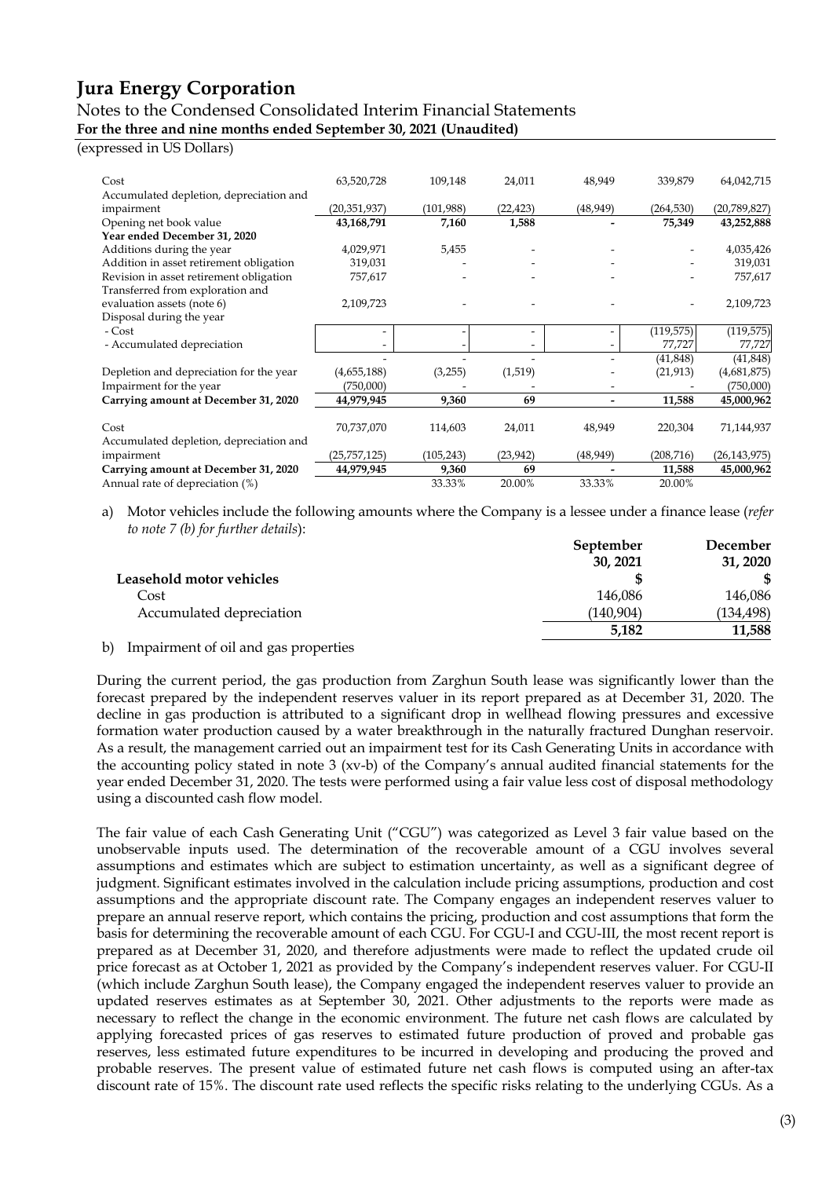# Jura Energy Corporation

Notes to the Condensed Consolidated Interim Financial Statements
**For the three and nine months ended September 30, 2021 (Unaudited)**
(expressed in US Dollars)

| | | | | | | |
|---|---|---|---|---|---|---|
| Cost | 63,520,728 | 109,148 | 24,011 | 48,949 | 339,879 | 64,042,715 |
| Accumulated depletion, depreciation and impairment | (20,351,937) | (101,988) | (22,423) | (48,949) | (264,530) | (20,789,827) |
| **Opening net book value** | **43,168,791** | **7,160** | **1,588** | **-** | **75,349** | **43,252,888** |
| **Year ended December 31, 2020** | | | | | | |
| Additions during the year | 4,029,971 | 5,455 | - | - | - | 4,035,426 |
| Addition in asset retirement obligation | 319,031 | - | - | - | - | 319,031 |
| Revision in asset retirement obligation | 757,617 | - | - | - | - | 757,617 |
| Transferred from exploration and evaluation assets (note 6) | 2,109,723 | - | - | - | - | 2,109,723 |
| Disposal during the year | | | | | | |
| - Cost | - | - | - | - | (119,575) | (119,575) |
| - Accumulated depreciation | - | - | - | - | 77,727 | 77,727 |
| | - | - | - | - | (41,848) | (41,848) |
| Depletion and depreciation for the year | (4,655,188) | (3,255) | (1,519) | - | (21,913) | (4,681,875) |
| Impairment for the year | (750,000) | - | - | - | - | (750,000) |
| **Carrying amount at December 31, 2020** | **44,979,945** | **9,360** | **69** | **-** | **11,588** | **45,000,962** |
| | | | | | | |
| Cost | 70,737,070 | 114,603 | 24,011 | 48,949 | 220,304 | 71,144,937 |
| Accumulated depletion, depreciation and impairment | (25,757,125) | (105,243) | (23,942) | (48,949) | (208,716) | (26,143,975) |
| **Carrying amount at December 31, 2020** | **44,979,945** | **9,360** | **69** | **-** | **11,588** | **45,000,962** |
| Annual rate of depreciation (%) | | 33.33% | 20.00% | 33.33% | 20.00% | |

a) Motor vehicles include the following amounts where the Company is a lessee under a finance lease (*refer to note 7 (b) for further details*):

| | September 30, 2021 | December 31, 2020 |
|---|---|---|
| **Leasehold motor vehicles** | **\$** | **\$** |
| Cost | 146,086 | 146,086 |
| Accumulated depreciation | (140,904) | (134,498) |
| | **5,182** | **11,588** |

b) Impairment of oil and gas properties

During the current period, the gas production from Zarghun South lease was significantly lower than the forecast prepared by the independent reserves valuer in its report prepared as at December 31, 2020. The decline in gas production is attributed to a significant drop in wellhead flowing pressures and excessive formation water production caused by a water breakthrough in the naturally fractured Dunghan reservoir. As a result, the management carried out an impairment test for its Cash Generating Units in accordance with the accounting policy stated in note 3 (xv-b) of the Company's annual audited financial statements for the year ended December 31, 2020. The tests were performed using a fair value less cost of disposal methodology using a discounted cash flow model.

The fair value of each Cash Generating Unit ("CGU") was categorized as Level 3 fair value based on the unobservable inputs used. The determination of the recoverable amount of a CGU involves several assumptions and estimates which are subject to estimation uncertainty, as well as a significant degree of judgment. Significant estimates involved in the calculation include pricing assumptions, production and cost assumptions and the appropriate discount rate. The Company engages an independent reserves valuer to prepare an annual reserve report, which contains the pricing, production and cost assumptions that form the basis for determining the recoverable amount of each CGU. For CGU-I and CGU-III, the most recent report is prepared as at December 31, 2020, and therefore adjustments were made to reflect the updated crude oil price forecast as at October 1, 2021 as provided by the Company's independent reserves valuer. For CGU-II (which include Zarghun South lease), the Company engaged the independent reserves valuer to provide an updated reserves estimates as at September 30, 2021. Other adjustments to the reports were made as necessary to reflect the change in the economic environment. The future net cash flows are calculated by applying forecasted prices of gas reserves to estimated future production of proved and probable gas reserves, less estimated future expenditures to be incurred in developing and producing the proved and probable reserves. The present value of estimated future net cash flows is computed using an after-tax discount rate of 15%. The discount rate used reflects the specific risks relating to the underlying CGUs. As a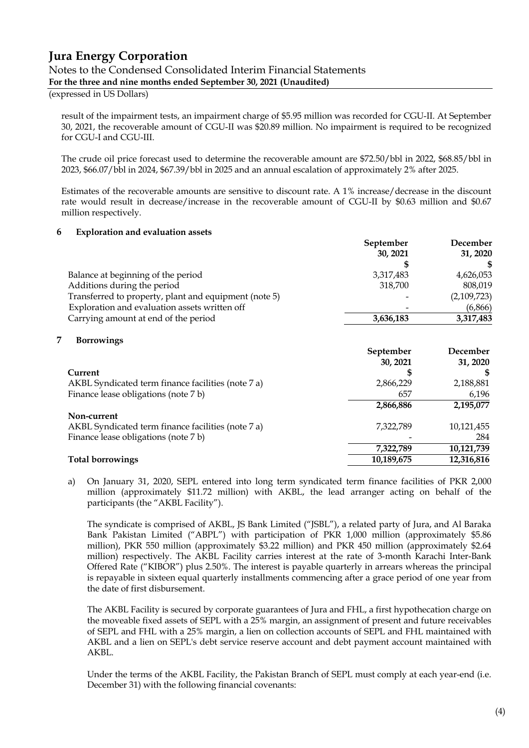result of the impairment tests, an impairment charge of $5.95 million was recorded for CGU-II. At September 30, 2021, the recoverable amount of CGU-II was $20.89 million. No impairment is required to be recognized for CGU-I and CGU-III.

The crude oil price forecast used to determine the recoverable amount are $72.50/bbl in 2022, $68.85/bbl in 2023, $66.07/bbl in 2024, $67.39/bbl in 2025 and an annual escalation of approximately 2% after 2025.

Estimates of the recoverable amounts are sensitive to discount rate. A 1% increase/decrease in the discount rate would result in decrease/increase in the recoverable amount of CGU-II by $0.63 million and $0.67 million respectively.

## 6 Exploration and evaluation assets

| | September 30, 2021 | December 31, 2020 |
|---|---|---|
| | $ | $ |
| Balance at beginning of the period | 3,317,483 | 4,626,053 |
| Additions during the period | 318,700 | 808,019 |
| Transferred to property, plant and equipment (note 5) | - | (2,109,723) |
| Exploration and evaluation assets written off | - | (6,866) |
| Carrying amount at end of the period | **3,636,183** | **3,317,483** |

## 7 Borrowings

| | September 30, 2021 | December 31, 2020 |
|---|---|---|
| **Current** | $ | $ |
| AKBL Syndicated term finance facilities (note 7 a) | 2,866,229 | 2,188,881 |
| Finance lease obligations (note 7 b) | 657 | 6,196 |
| | **2,866,886** | **2,195,077** |
| **Non-current** | | |
| AKBL Syndicated term finance facilities (note 7 a) | 7,322,789 | 10,121,455 |
| Finance lease obligations (note 7 b) | - | 284 |
| | **7,322,789** | **10,121,739** |
| **Total borrowings** | **10,189,675** | **12,316,816** |

a) On January 31, 2020, SEPL entered into long term syndicated term finance facilities of PKR 2,000 million (approximately $11.72 million) with AKBL, the lead arranger acting on behalf of the participants (the "AKBL Facility").

The syndicate is comprised of AKBL, JS Bank Limited ("JSBL"), a related party of Jura, and Al Baraka Bank Pakistan Limited ("ABPL") with participation of PKR 1,000 million (approximately $5.86 million), PKR 550 million (approximately $3.22 million) and PKR 450 million (approximately $2.64 million) respectively. The AKBL Facility carries interest at the rate of 3-month Karachi Inter-Bank Offered Rate ("KIBOR") plus 2.50%. The interest is payable quarterly in arrears whereas the principal is repayable in sixteen equal quarterly installments commencing after a grace period of one year from the date of first disbursement.

The AKBL Facility is secured by corporate guarantees of Jura and FHL, a first hypothecation charge on the moveable fixed assets of SEPL with a 25% margin, an assignment of present and future receivables of SEPL and FHL with a 25% margin, a lien on collection accounts of SEPL and FHL maintained with AKBL and a lien on SEPL's debt service reserve account and debt payment account maintained with AKBL.

Under the terms of the AKBL Facility, the Pakistan Branch of SEPL must comply at each year-end (i.e. December 31) with the following financial covenants: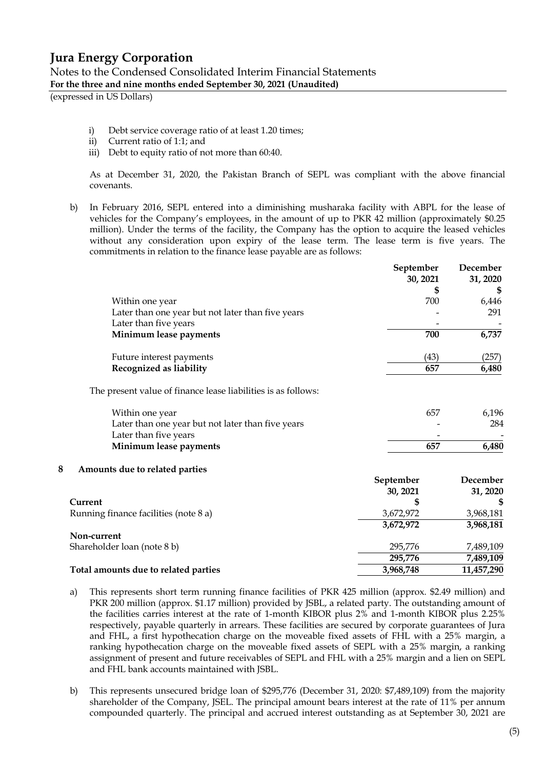i) Debt service coverage ratio of at least 1.20 times;
ii) Current ratio of 1:1; and
iii) Debt to equity ratio of not more than 60:40.

As at December 31, 2020, the Pakistan Branch of SEPL was compliant with the above financial covenants.

b) In February 2016, SEPL entered into a diminishing musharaka facility with ABPL for the lease of vehicles for the Company's employees, in the amount of up to PKR 42 million (approximately $0.25 million). Under the terms of the facility, the Company has the option to acquire the leased vehicles without any consideration upon expiry of the lease term. The lease term is five years. The commitments in relation to the finance lease payable are as follows:

| | September 30, 2021 | December 31, 2020 |
|---|---|---|
| | $ | $ |
| Within one year | 700 | 6,446 |
| Later than one year but not later than five years | - | 291 |
| Later than five years | - | - |
| **Minimum lease payments** | **700** | **6,737** |
| Future interest payments | (43) | (257) |
| **Recognized as liability** | **657** | **6,480** |

The present value of finance lease liabilities is as follows:

| | September 30, 2021 | December 31, 2020 |
|---|---|---|
| Within one year | 657 | 6,196 |
| Later than one year but not later than five years | - | 284 |
| Later than five years | - | - |
| **Minimum lease payments** | **657** | **6,480** |

## 8 Amounts due to related parties

| | September 30, 2021 | December 31, 2020 |
|---|---|---|
| **Current** | $ | $ |
| Running finance facilities (note 8 a) | 3,672,972 | 3,968,181 |
| | **3,672,972** | **3,968,181** |
| **Non-current** | | |
| Shareholder loan (note 8 b) | 295,776 | 7,489,109 |
| | **295,776** | **7,489,109** |
| **Total amounts due to related parties** | **3,968,748** | **11,457,290** |

a) This represents short term running finance facilities of PKR 425 million (approx. $2.49 million) and PKR 200 million (approx. $1.17 million) provided by JSBL, a related party. The outstanding amount of the facilities carries interest at the rate of 1-month KIBOR plus 2% and 1-month KIBOR plus 2.25% respectively, payable quarterly in arrears. These facilities are secured by corporate guarantees of Jura and FHL, a first hypothecation charge on the moveable fixed assets of FHL with a 25% margin, a ranking hypothecation charge on the moveable fixed assets of SEPL with a 25% margin, a ranking assignment of present and future receivables of SEPL and FHL with a 25% margin and a lien on SEPL and FHL bank accounts maintained with JSBL.

b) This represents unsecured bridge loan of $295,776 (December 31, 2020: $7,489,109) from the majority shareholder of the Company, JSEL. The principal amount bears interest at the rate of 11% per annum compounded quarterly. The principal and accrued interest outstanding as at September 30, 2021 are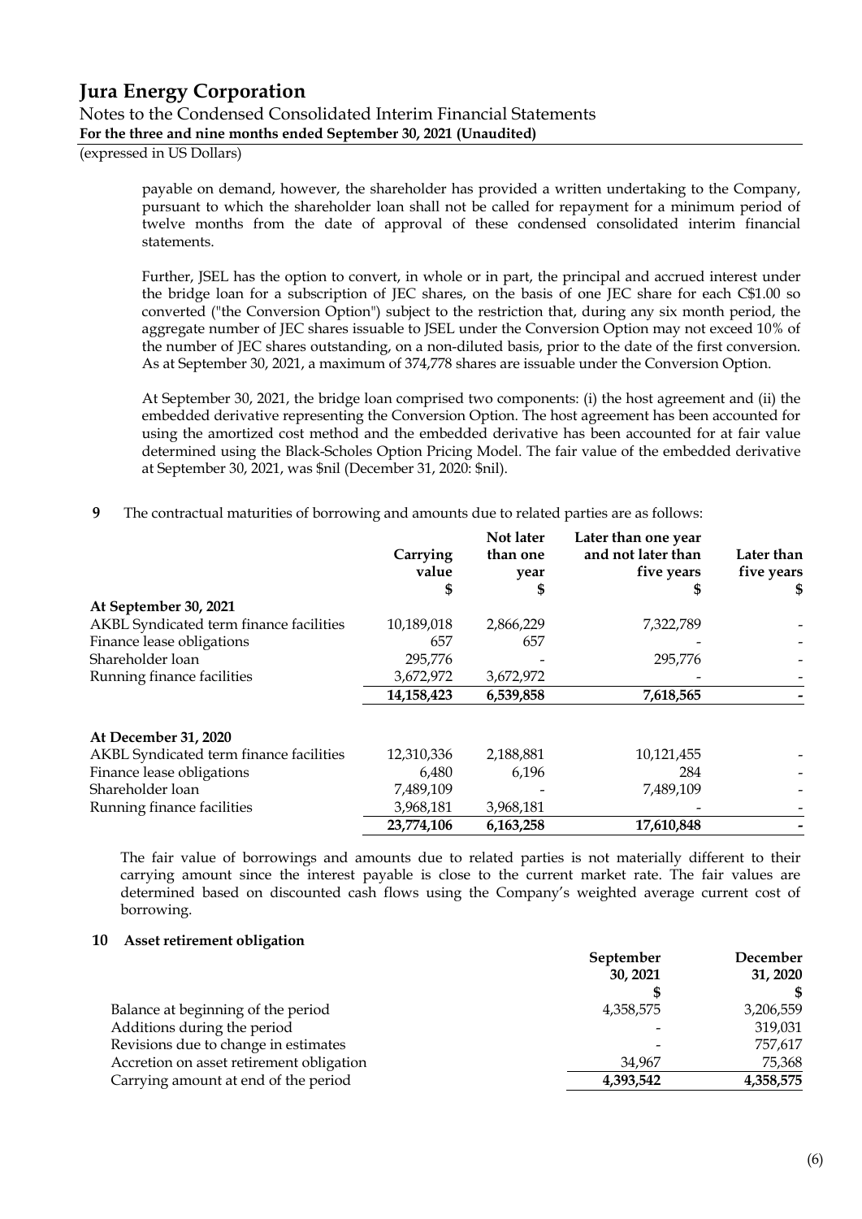payable on demand, however, the shareholder has provided a written undertaking to the Company, pursuant to which the shareholder loan shall not be called for repayment for a minimum period of twelve months from the date of approval of these condensed consolidated interim financial statements.

Further, JSEL has the option to convert, in whole or in part, the principal and accrued interest under the bridge loan for a subscription of JEC shares, on the basis of one JEC share for each C$1.00 so converted ("the Conversion Option") subject to the restriction that, during any six month period, the aggregate number of JEC shares issuable to JSEL under the Conversion Option may not exceed 10% of the number of JEC shares outstanding, on a non-diluted basis, prior to the date of the first conversion. As at September 30, 2021, a maximum of 374,778 shares are issuable under the Conversion Option.

At September 30, 2021, the bridge loan comprised two components: (i) the host agreement and (ii) the embedded derivative representing the Conversion Option. The host agreement has been accounted for using the amortized cost method and the embedded derivative has been accounted for at fair value determined using the Black-Scholes Option Pricing Model. The fair value of the embedded derivative at September 30, 2021, was $nil (December 31, 2020: $nil).

**9** The contractual maturities of borrowing and amounts due to related parties are as follows:

| | Carrying value $ | Not later than one year $ | Later than one year and not later than five years $ | Later than five years $ |
|---|---|---|---|---|
| **At September 30, 2021** | | | | |
| AKBL Syndicated term finance facilities | 10,189,018 | 2,866,229 | 7,322,789 | - |
| Finance lease obligations | 657 | 657 | - | - |
| Shareholder loan | 295,776 | - | 295,776 | - |
| Running finance facilities | 3,672,972 | 3,672,972 | - | - |
| | **14,158,423** | **6,539,858** | **7,618,565** | **-** |
| **At December 31, 2020** | | | | |
| AKBL Syndicated term finance facilities | 12,310,336 | 2,188,881 | 10,121,455 | - |
| Finance lease obligations | 6,480 | 6,196 | 284 | - |
| Shareholder loan | 7,489,109 | - | 7,489,109 | - |
| Running finance facilities | 3,968,181 | 3,968,181 | - | - |
| | **23,774,106** | **6,163,258** | **17,610,848** | **-** |

The fair value of borrowings and amounts due to related parties is not materially different to their carrying amount since the interest payable is close to the current market rate. The fair values are determined based on discounted cash flows using the Company's weighted average current cost of borrowing.

**10 Asset retirement obligation**

| | September 30, 2021 $ | December 31, 2020 $ |
|---|---|---|
| Balance at beginning of the period | 4,358,575 | 3,206,559 |
| Additions during the period | - | 319,031 |
| Revisions due to change in estimates | - | 757,617 |
| Accretion on asset retirement obligation | 34,967 | 75,368 |
| Carrying amount at end of the period | **4,393,542** | **4,358,575** |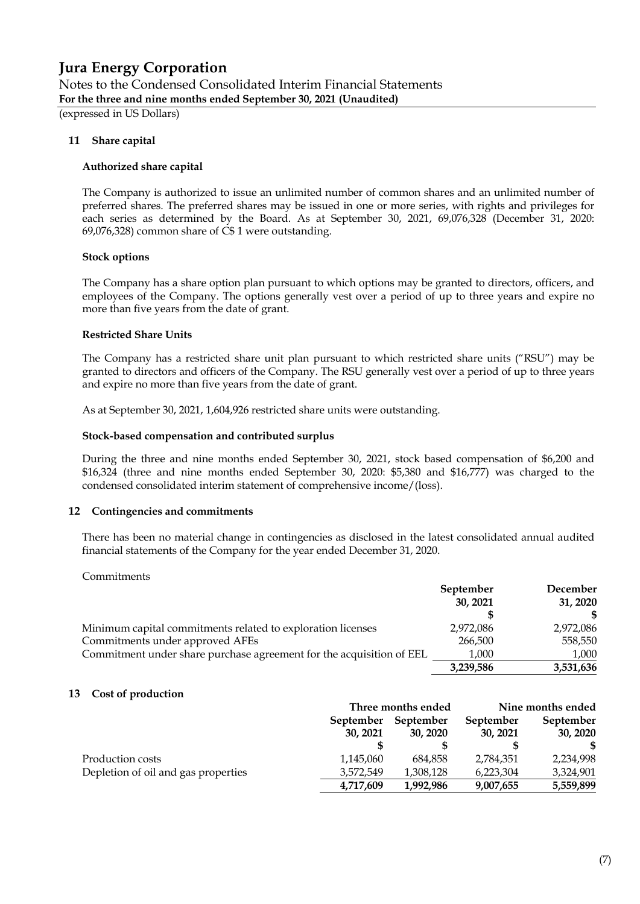## 11 Share capital

### Authorized share capital

The Company is authorized to issue an unlimited number of common shares and an unlimited number of preferred shares. The preferred shares may be issued in one or more series, with rights and privileges for each series as determined by the Board. As at September 30, 2021, 69,076,328 (December 31, 2020: 69,076,328) common share of C$ 1 were outstanding.

### Stock options

The Company has a share option plan pursuant to which options may be granted to directors, officers, and employees of the Company. The options generally vest over a period of up to three years and expire no more than five years from the date of grant.

### Restricted Share Units

The Company has a restricted share unit plan pursuant to which restricted share units ("RSU") may be granted to directors and officers of the Company. The RSU generally vest over a period of up to three years and expire no more than five years from the date of grant.

As at September 30, 2021, 1,604,926 restricted share units were outstanding.

### Stock-based compensation and contributed surplus

During the three and nine months ended September 30, 2021, stock based compensation of $6,200 and $16,324 (three and nine months ended September 30, 2020: $5,380 and $16,777) was charged to the condensed consolidated interim statement of comprehensive income/(loss).

## 12 Contingencies and commitments

There has been no material change in contingencies as disclosed in the latest consolidated annual audited financial statements of the Company for the year ended December 31, 2020.

Commitments

| | September 30, 2021 | December 31, 2020 |
|---|---|---|
| | $ | $ |
| Minimum capital commitments related to exploration licenses | 2,972,086 | 2,972,086 |
| Commitments under approved AFEs | 266,500 | 558,550 |
| Commitment under share purchase agreement for the acquisition of EEL | 1,000 | 1,000 |
| | **3,239,586** | **3,531,636** |

## 13 Cost of production

| | Three months ended | | Nine months ended | |
|---|---|---|---|---|
| | September 30, 2021 | September 30, 2020 | September 30, 2021 | September 30, 2020 |
| | $ | $ | $ | $ |
| Production costs | 1,145,060 | 684,858 | 2,784,351 | 2,234,998 |
| Depletion of oil and gas properties | 3,572,549 | 1,308,128 | 6,223,304 | 3,324,901 |
| | **4,717,609** | **1,992,986** | **9,007,655** | **5,559,899** |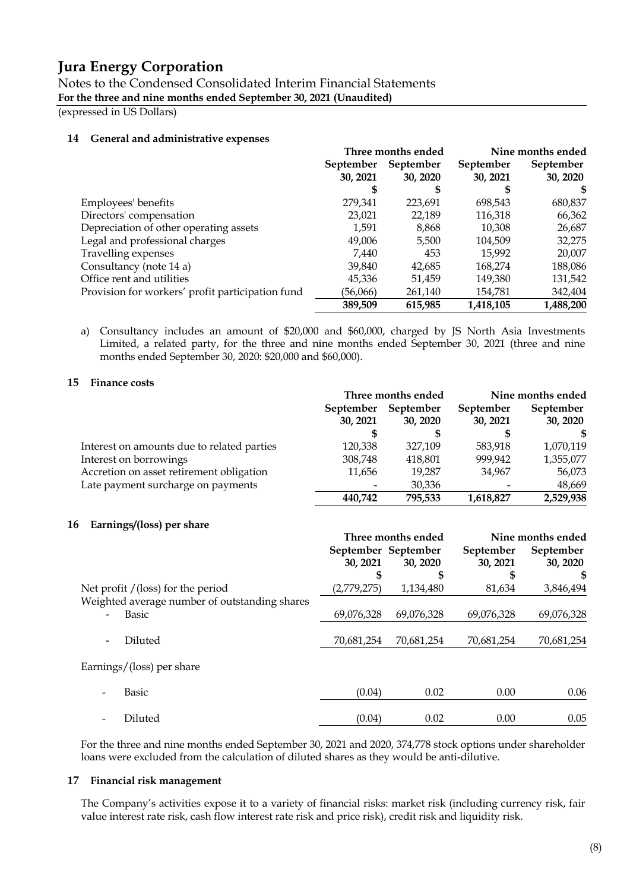# Jura Energy Corporation

Notes to the Condensed Consolidated Interim Financial Statements

**For the three and nine months ended September 30, 2021 (Unaudited)**

(expressed in US Dollars)

## 14 General and administrative expenses

| | Three months ended | | Nine months ended | |
|---|---|---|---|---|
| | September 30, 2021 | September 30, 2020 | September 30, 2021 | September 30, 2020 |
| | $ | $ | $ | $ |
| Employees' benefits | 279,341 | 223,691 | 698,543 | 680,837 |
| Directors' compensation | 23,021 | 22,189 | 116,318 | 66,362 |
| Depreciation of other operating assets | 1,591 | 8,868 | 10,308 | 26,687 |
| Legal and professional charges | 49,006 | 5,500 | 104,509 | 32,275 |
| Travelling expenses | 7,440 | 453 | 15,992 | 20,007 |
| Consultancy (note 14 a) | 39,840 | 42,685 | 168,274 | 188,086 |
| Office rent and utilities | 45,336 | 51,459 | 149,380 | 131,542 |
| Provision for workers' profit participation fund | (56,066) | 261,140 | 154,781 | 342,404 |
| | **389,509** | **615,985** | **1,418,105** | **1,488,200** |

a) Consultancy includes an amount of $20,000 and $60,000, charged by JS North Asia Investments Limited, a related party, for the three and nine months ended September 30, 2021 (three and nine months ended September 30, 2020: $20,000 and $60,000).

## 15 Finance costs

| | Three months ended | | Nine months ended | |
|---|---|---|---|---|
| | September 30, 2021 | September 30, 2020 | September 30, 2021 | September 30, 2020 |
| | $ | $ | $ | $ |
| Interest on amounts due to related parties | 120,338 | 327,109 | 583,918 | 1,070,119 |
| Interest on borrowings | 308,748 | 418,801 | 999,942 | 1,355,077 |
| Accretion on asset retirement obligation | 11,656 | 19,287 | 34,967 | 56,073 |
| Late payment surcharge on payments | - | 30,336 | - | 48,669 |
| | **440,742** | **795,533** | **1,618,827** | **2,529,938** |

## 16 Earnings/(loss) per share

| | Three months ended | | Nine months ended | |
|---|---|---|---|---|
| | September 30, 2021 | September 30, 2020 | September 30, 2021 | September 30, 2020 |
| | $ | $ | $ | $ |
| Net profit /(loss) for the period | (2,779,275) | 1,134,480 | 81,634 | 3,846,494 |
| Weighted average number of outstanding shares | | | | |
| - Basic | 69,076,328 | 69,076,328 | 69,076,328 | 69,076,328 |
| - Diluted | 70,681,254 | 70,681,254 | 70,681,254 | 70,681,254 |
| Earnings/(loss) per share | | | | |
| - Basic | (0.04) | 0.02 | 0.00 | 0.06 |
| - Diluted | (0.04) | 0.02 | 0.00 | 0.05 |

For the three and nine months ended September 30, 2021 and 2020, 374,778 stock options under shareholder loans were excluded from the calculation of diluted shares as they would be anti-dilutive.

## 17 Financial risk management

The Company's activities expose it to a variety of financial risks: market risk (including currency risk, fair value interest rate risk, cash flow interest rate risk and price risk), credit risk and liquidity risk.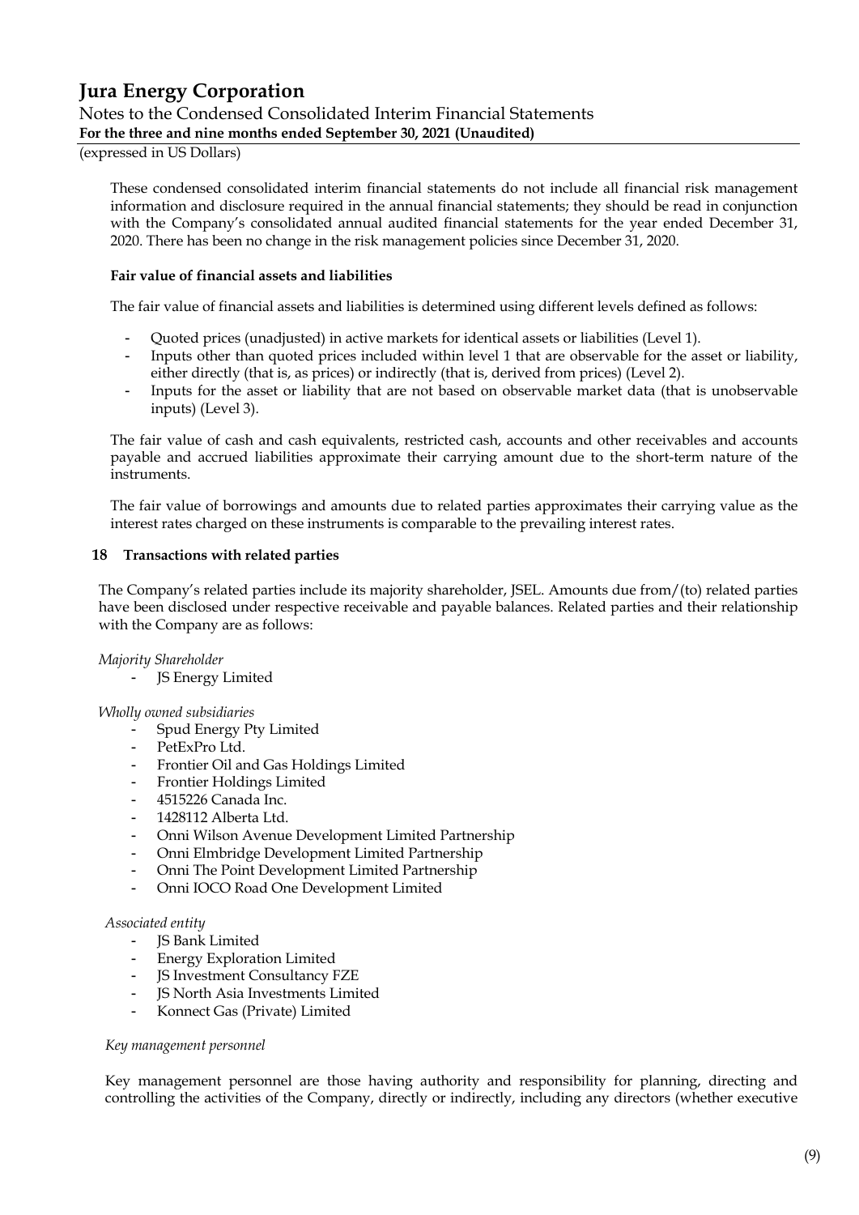These condensed consolidated interim financial statements do not include all financial risk management information and disclosure required in the annual financial statements; they should be read in conjunction with the Company's consolidated annual audited financial statements for the year ended December 31, 2020. There has been no change in the risk management policies since December 31, 2020.

**Fair value of financial assets and liabilities**

The fair value of financial assets and liabilities is determined using different levels defined as follows:

- Quoted prices (unadjusted) in active markets for identical assets or liabilities (Level 1).
- Inputs other than quoted prices included within level 1 that are observable for the asset or liability, either directly (that is, as prices) or indirectly (that is, derived from prices) (Level 2).
- Inputs for the asset or liability that are not based on observable market data (that is unobservable inputs) (Level 3).

The fair value of cash and cash equivalents, restricted cash, accounts and other receivables and accounts payable and accrued liabilities approximate their carrying amount due to the short-term nature of the instruments.

The fair value of borrowings and amounts due to related parties approximates their carrying value as the interest rates charged on these instruments is comparable to the prevailing interest rates.

## 18 Transactions with related parties

The Company's related parties include its majority shareholder, JSEL. Amounts due from/(to) related parties have been disclosed under respective receivable and payable balances. Related parties and their relationship with the Company are as follows:

*Majority Shareholder*

- JS Energy Limited

*Wholly owned subsidiaries*

- Spud Energy Pty Limited
- PetExPro Ltd.
- Frontier Oil and Gas Holdings Limited
- Frontier Holdings Limited
- 4515226 Canada Inc.
- 1428112 Alberta Ltd.
- Onni Wilson Avenue Development Limited Partnership
- Onni Elmbridge Development Limited Partnership
- Onni The Point Development Limited Partnership
- Onni IOCO Road One Development Limited

*Associated entity*

- JS Bank Limited
- Energy Exploration Limited
- JS Investment Consultancy FZE
- JS North Asia Investments Limited
- Konnect Gas (Private) Limited

*Key management personnel*

Key management personnel are those having authority and responsibility for planning, directing and controlling the activities of the Company, directly or indirectly, including any directors (whether executive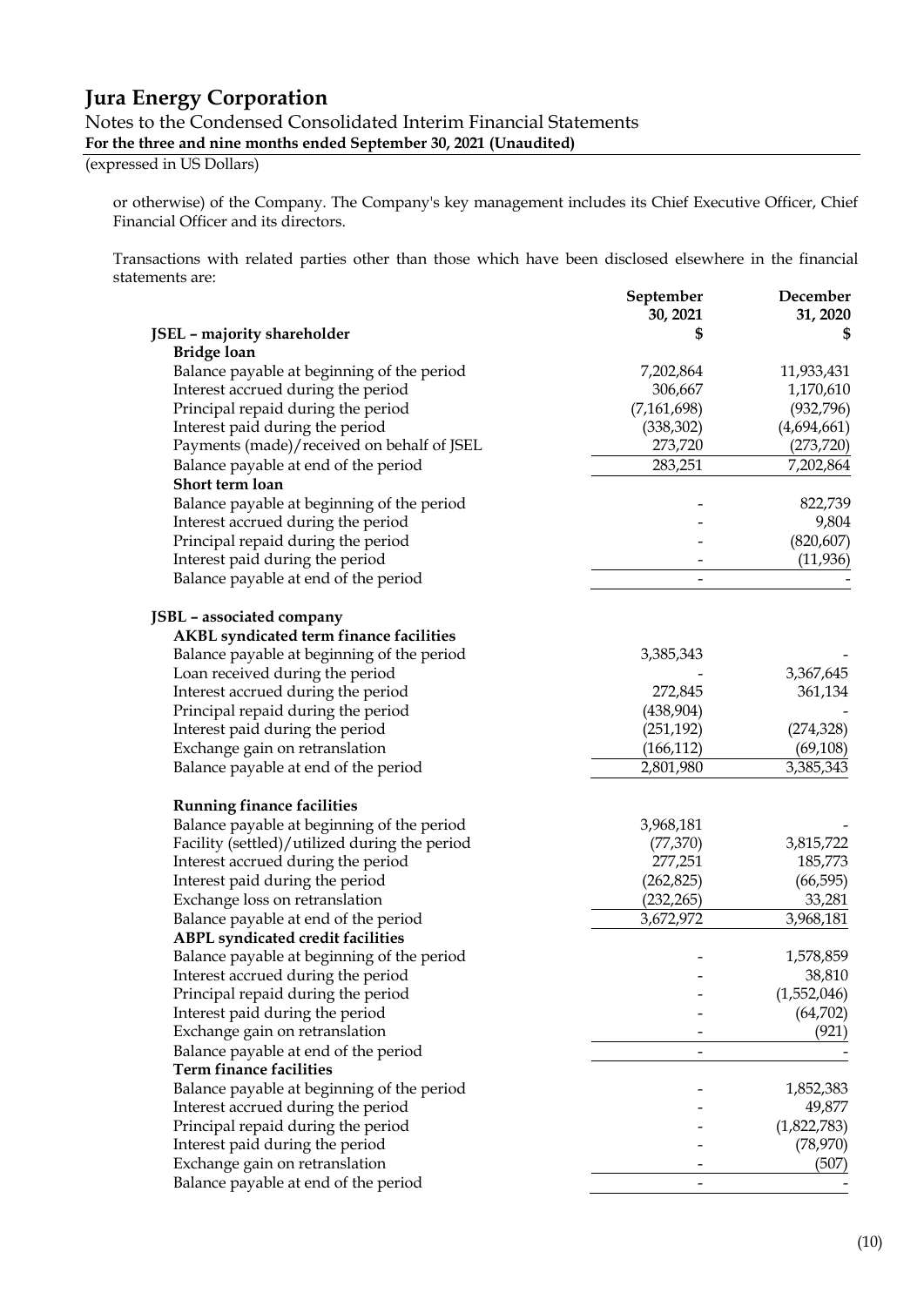or otherwise) of the Company. The Company's key management includes its Chief Executive Officer, Chief Financial Officer and its directors.

Transactions with related parties other than those which have been disclosed elsewhere in the financial statements are:

| | September 30, 2021 | December 31, 2020 |
|---|---|---|
| **JSEL – majority shareholder** | **$** | **$** |
| **Bridge loan** | | |
| Balance payable at beginning of the period | 7,202,864 | 11,933,431 |
| Interest accrued during the period | 306,667 | 1,170,610 |
| Principal repaid during the period | (7,161,698) | (932,796) |
| Interest paid during the period | (338,302) | (4,694,661) |
| Payments (made)/received on behalf of JSEL | 273,720 | (273,720) |
| Balance payable at end of the period | 283,251 | 7,202,864 |
| **Short term loan** | | |
| Balance payable at beginning of the period | - | 822,739 |
| Interest accrued during the period | - | 9,804 |
| Principal repaid during the period | - | (820,607) |
| Interest paid during the period | - | (11,936) |
| Balance payable at end of the period | - | - |
| | | |
| **JSBL – associated company** | | |
| **AKBL syndicated term finance facilities** | | |
| Balance payable at beginning of the period | 3,385,343 | - |
| Loan received during the period | - | 3,367,645 |
| Interest accrued during the period | 272,845 | 361,134 |
| Principal repaid during the period | (438,904) | - |
| Interest paid during the period | (251,192) | (274,328) |
| Exchange gain on retranslation | (166,112) | (69,108) |
| Balance payable at end of the period | 2,801,980 | 3,385,343 |
| | | |
| **Running finance facilities** | | |
| Balance payable at beginning of the period | 3,968,181 | - |
| Facility (settled)/utilized during the period | (77,370) | 3,815,722 |
| Interest accrued during the period | 277,251 | 185,773 |
| Interest paid during the period | (262,825) | (66,595) |
| Exchange loss on retranslation | (232,265) | 33,281 |
| Balance payable at end of the period | 3,672,972 | 3,968,181 |
| **ABPL syndicated credit facilities** | | |
| Balance payable at beginning of the period | - | 1,578,859 |
| Interest accrued during the period | - | 38,810 |
| Principal repaid during the period | - | (1,552,046) |
| Interest paid during the period | - | (64,702) |
| Exchange gain on retranslation | - | (921) |
| Balance payable at end of the period | - | - |
| **Term finance facilities** | | |
| Balance payable at beginning of the period | - | 1,852,383 |
| Interest accrued during the period | - | 49,877 |
| Principal repaid during the period | - | (1,822,783) |
| Interest paid during the period | - | (78,970) |
| Exchange gain on retranslation | - | (507) |
| Balance payable at end of the period | - | - |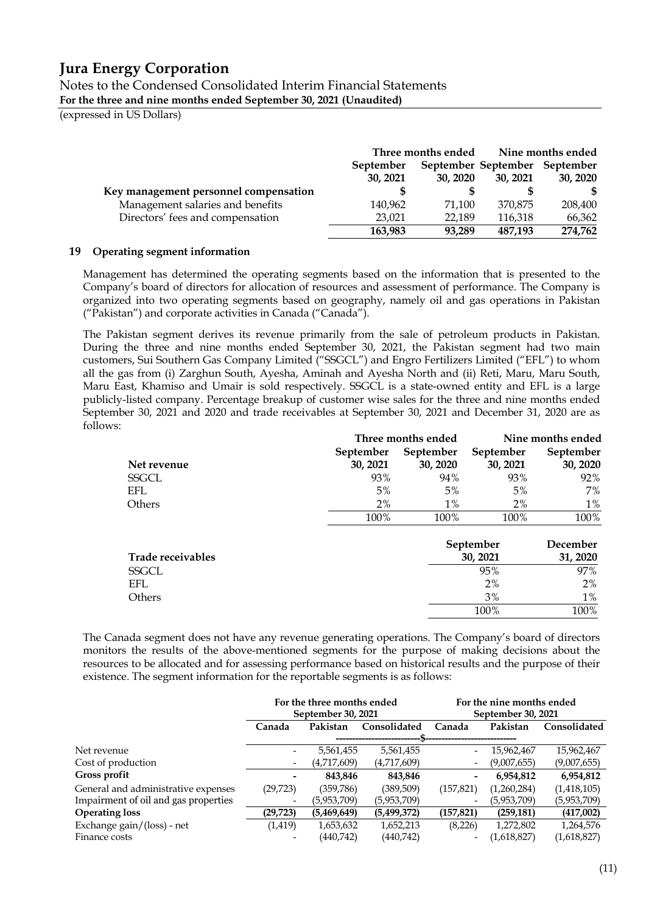# Jura Energy Corporation

Notes to the Condensed Consolidated Interim Financial Statements

**For the three and nine months ended September 30, 2021 (Unaudited)**

(expressed in US Dollars)

| | Three months ended | | Nine months ended | |
|---|---|---|---|---|
| | September 30, 2021 | September 30, 2020 | September 30, 2021 | September 30, 2020 |
| **Key management personnel compensation** | **$** | **$** | **$** | **$** |
| Management salaries and benefits | 140,962 | 71,100 | 370,875 | 208,400 |
| Directors' fees and compensation | 23,021 | 22,189 | 116,318 | 66,362 |
| | **163,983** | **93,289** | **487,193** | **274,762** |

## 19 Operating segment information

Management has determined the operating segments based on the information that is presented to the Company's board of directors for allocation of resources and assessment of performance. The Company is organized into two operating segments based on geography, namely oil and gas operations in Pakistan ("Pakistan") and corporate activities in Canada ("Canada").

The Pakistan segment derives its revenue primarily from the sale of petroleum products in Pakistan. During the three and nine months ended September 30, 2021, the Pakistan segment had two main customers, Sui Southern Gas Company Limited ("SSGCL") and Engro Fertilizers Limited ("EFL") to whom all the gas from (i) Zarghun South, Ayesha, Aminah and Ayesha North and (ii) Reti, Maru, Maru South, Maru East, Khamiso and Umair is sold respectively. SSGCL is a state-owned entity and EFL is a large publicly-listed company. Percentage breakup of customer wise sales for the three and nine months ended September 30, 2021 and 2020 and trade receivables at September 30, 2021 and December 31, 2020 are as follows:

| | Three months ended | | Nine months ended | |
|---|---|---|---|---|
| **Net revenue** | **September 30, 2021** | **September 30, 2020** | **September 30, 2021** | **September 30, 2020** |
| SSGCL | 93% | 94% | 93% | 92% |
| EFL | 5% | 5% | 5% | 7% |
| Others | 2% | 1% | 2% | 1% |
| | 100% | 100% | 100% | 100% |

| **Trade receivables** | **September 30, 2021** | **December 31, 2020** |
|---|---|---|
| SSGCL | 95% | 97% |
| EFL | 2% | 2% |
| Others | 3% | 1% |
| | 100% | 100% |

The Canada segment does not have any revenue generating operations. The Company's board of directors monitors the results of the above-mentioned segments for the purpose of making decisions about the resources to be allocated and for assessing performance based on historical results and the purpose of their existence. The segment information for the reportable segments is as follows:

| | For the three months ended September 30, 2021 | | | For the nine months ended September 30, 2021 | | |
|---|---|---|---|---|---|---|
| | **Canada** | **Pakistan** | **Consolidated** | **Canada** | **Pakistan** | **Consolidated** |
| | $ | | | | | |
| Net revenue | - | 5,561,455 | 5,561,455 | - | 15,962,467 | 15,962,467 |
| Cost of production | - | (4,717,609) | (4,717,609) | - | (9,007,655) | (9,007,655) |
| **Gross profit** | **-** | **843,846** | **843,846** | **-** | **6,954,812** | **6,954,812** |
| General and administrative expenses | (29,723) | (359,786) | (389,509) | (157,821) | (1,260,284) | (1,418,105) |
| Impairment of oil and gas properties | - | (5,953,709) | (5,953,709) | - | (5,953,709) | (5,953,709) |
| **Operating loss** | **(29,723)** | **(5,469,649)** | **(5,499,372)** | **(157,821)** | **(259,181)** | **(417,002)** |
| Exchange gain/(loss) - net | (1,419) | 1,653,632 | 1,652,213 | (8,226) | 1,272,802 | 1,264,576 |
| Finance costs | - | (440,742) | (440,742) | - | (1,618,827) | (1,618,827) |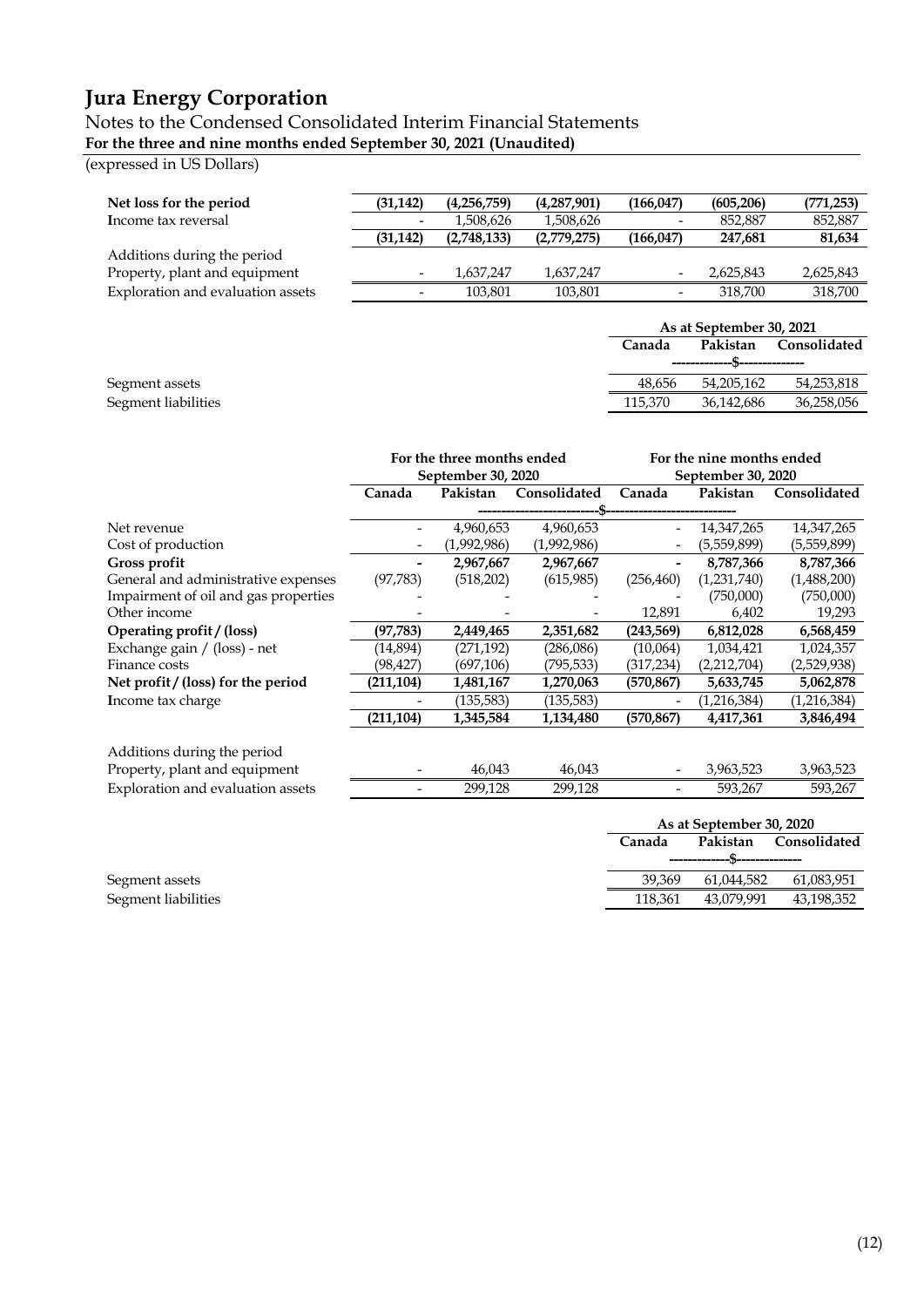# Jura Energy Corporation

Notes to the Condensed Consolidated Interim Financial Statements

**For the three and nine months ended September 30, 2021 (Unaudited)**

(expressed in US Dollars)

| | | | | | | |
|---|---|---|---|---|---|---|
| **Net loss for the period** | **(31,142)** | **(4,256,759)** | **(4,287,901)** | **(166,047)** | **(605,206)** | **(771,253)** |
| Income tax reversal | - | 1,508,626 | 1,508,626 | - | 852,887 | 852,887 |
| | **(31,142)** | **(2,748,133)** | **(2,779,275)** | **(166,047)** | **247,681** | **81,634** |
| Additions during the period | | | | | | |
| Property, plant and equipment | - | 1,637,247 | 1,637,247 | - | 2,625,843 | 2,625,843 |
| Exploration and evaluation assets | - | 103,801 | 103,801 | - | 318,700 | 318,700 |

| | As at September 30, 2021 | | |
|---|---|---|---|
| | Canada | Pakistan | Consolidated |
| | | $ | |
| Segment assets | 48,656 | 54,205,162 | 54,253,818 |
| Segment liabilities | 115,370 | 36,142,686 | 36,258,056 |

| | For the three months ended September 30, 2020 | | | For the nine months ended September 30, 2020 | | |
|---|---|---|---|---|---|---|
| | Canada | Pakistan | Consolidated | Canada | Pakistan | Consolidated |
| | | | $ | | | |
| Net revenue | - | 4,960,653 | 4,960,653 | - | 14,347,265 | 14,347,265 |
| Cost of production | - | (1,992,986) | (1,992,986) | - | (5,559,899) | (5,559,899) |
| **Gross profit** | **-** | **2,967,667** | **2,967,667** | **-** | **8,787,366** | **8,787,366** |
| General and administrative expenses | (97,783) | (518,202) | (615,985) | (256,460) | (1,231,740) | (1,488,200) |
| Impairment of oil and gas properties | - | - | - | - | (750,000) | (750,000) |
| Other income | - | - | - | 12,891 | 6,402 | 19,293 |
| **Operating profit / (loss)** | **(97,783)** | **2,449,465** | **2,351,682** | **(243,569)** | **6,812,028** | **6,568,459** |
| Exchange gain / (loss) - net | (14,894) | (271,192) | (286,086) | (10,064) | 1,034,421 | 1,024,357 |
| Finance costs | (98,427) | (697,106) | (795,533) | (317,234) | (2,212,704) | (2,529,938) |
| **Net profit / (loss) for the period** | **(211,104)** | **1,481,167** | **1,270,063** | **(570,867)** | **5,633,745** | **5,062,878** |
| Income tax charge | - | (135,583) | (135,583) | - | (1,216,384) | (1,216,384) |
| | **(211,104)** | **1,345,584** | **1,134,480** | **(570,867)** | **4,417,361** | **3,846,494** |
| Additions during the period | | | | | | |
| Property, plant and equipment | - | 46,043 | 46,043 | - | 3,963,523 | 3,963,523 |
| Exploration and evaluation assets | - | 299,128 | 299,128 | - | 593,267 | 593,267 |

| | As at September 30, 2020 | | |
|---|---|---|---|
| | Canada | Pakistan | Consolidated |
| | | $ | |
| Segment assets | 39,369 | 61,044,582 | 61,083,951 |
| Segment liabilities | 118,361 | 43,079,991 | 43,198,352 |